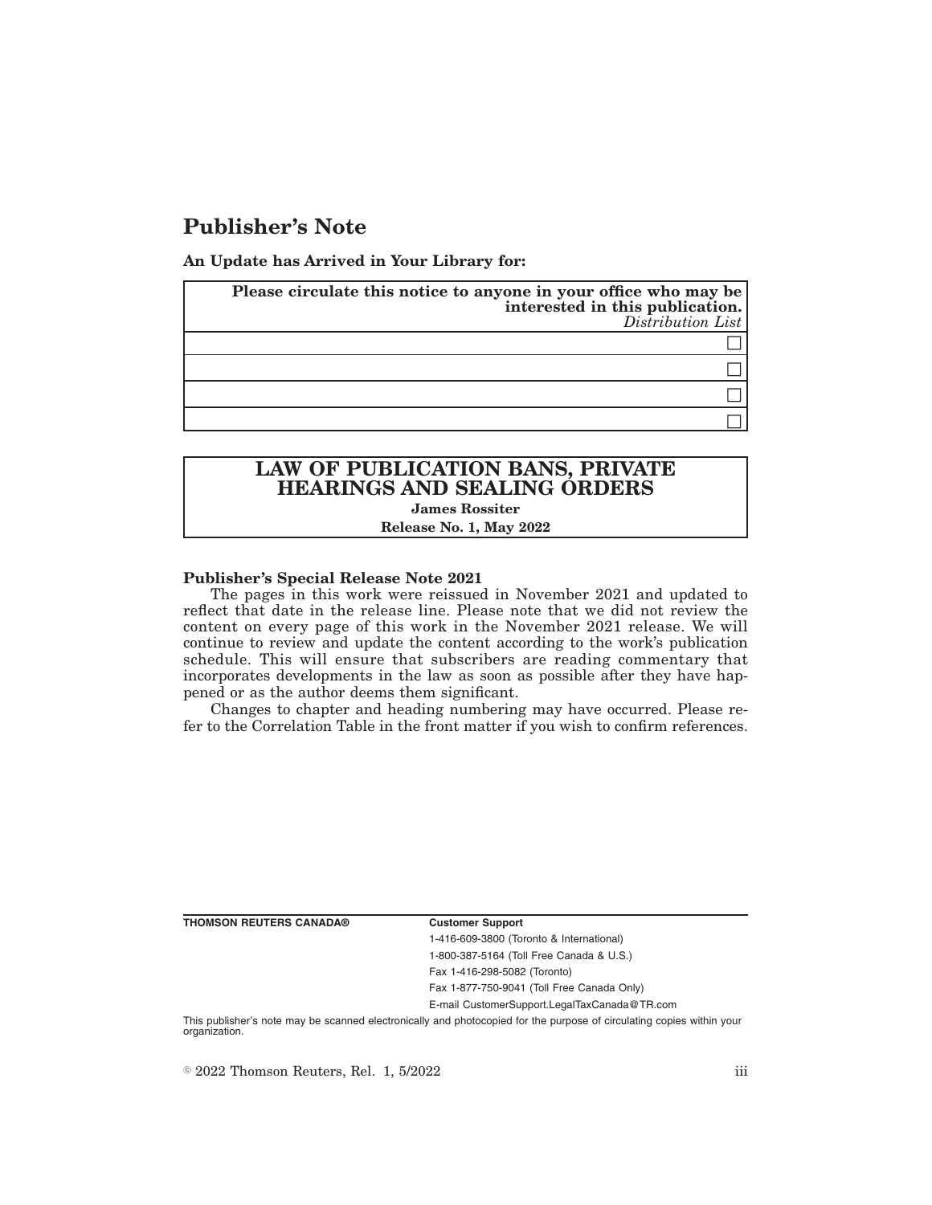# Publisher's Note

**An Update has Arrived in Your Library for:**

| **Please circulate this notice to anyone in your office who may be interested in this publication.** *Distribution List* |
|---|
| ☐ |
| ☐ |
| ☐ |
| ☐ |

## LAW OF PUBLICATION BANS, PRIVATE HEARINGS AND SEALING ORDERS

**James Rossiter**

**Release No. 1, May 2022**

**Publisher's Special Release Note 2021**

The pages in this work were reissued in November 2021 and updated to reflect that date in the release line. Please note that we did not review the content on every page of this work in the November 2021 release. We will continue to review and update the content according to the work's publication schedule. This will ensure that subscribers are reading commentary that incorporates developments in the law as soon as possible after they have happened or as the author deems them significant.

Changes to chapter and heading numbering may have occurred. Please refer to the Correlation Table in the front matter if you wish to confirm references.

**THOMSON REUTERS CANADA®**

**Customer Support**

1-416-609-3800 (Toronto & International)

1-800-387-5164 (Toll Free Canada & U.S.)

Fax 1-416-298-5082 (Toronto)

Fax 1-877-750-9041 (Toll Free Canada Only)

E-mail CustomerSupport.LegalTaxCanada@TR.com

This publisher's note may be scanned electronically and photocopied for the purpose of circulating copies within your organization.

© 2022 Thomson Reuters, Rel. 1, 5/2022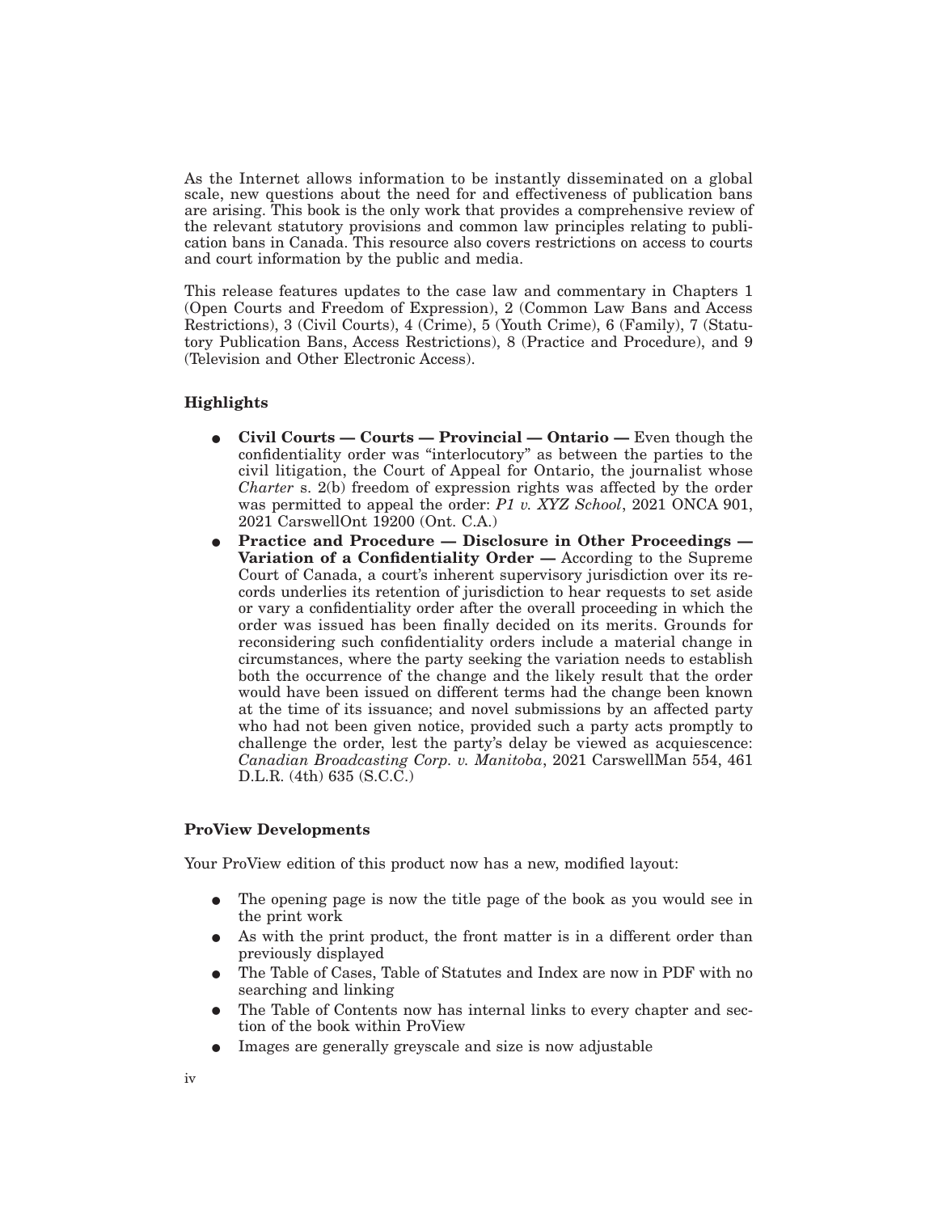As the Internet allows information to be instantly disseminated on a global scale, new questions about the need for and effectiveness of publication bans are arising. This book is the only work that provides a comprehensive review of the relevant statutory provisions and common law principles relating to publication bans in Canada. This resource also covers restrictions on access to courts and court information by the public and media.

This release features updates to the case law and commentary in Chapters 1 (Open Courts and Freedom of Expression), 2 (Common Law Bans and Access Restrictions), 3 (Civil Courts), 4 (Crime), 5 (Youth Crime), 6 (Family), 7 (Statutory Publication Bans, Access Restrictions), 8 (Practice and Procedure), and 9 (Television and Other Electronic Access).

### Highlights

- **Civil Courts — Courts — Provincial — Ontario —** Even though the confidentiality order was "interlocutory" as between the parties to the civil litigation, the Court of Appeal for Ontario, the journalist whose *Charter* s. 2(b) freedom of expression rights was affected by the order was permitted to appeal the order: *P1 v. XYZ School*, 2021 ONCA 901, 2021 CarswellOnt 19200 (Ont. C.A.)
- **Practice and Procedure — Disclosure in Other Proceedings — Variation of a Confidentiality Order —** According to the Supreme Court of Canada, a court's inherent supervisory jurisdiction over its records underlies its retention of jurisdiction to hear requests to set aside or vary a confidentiality order after the overall proceeding in which the order was issued has been finally decided on its merits. Grounds for reconsidering such confidentiality orders include a material change in circumstances, where the party seeking the variation needs to establish both the occurrence of the change and the likely result that the order would have been issued on different terms had the change been known at the time of its issuance; and novel submissions by an affected party who had not been given notice, provided such a party acts promptly to challenge the order, lest the party's delay be viewed as acquiescence: *Canadian Broadcasting Corp. v. Manitoba*, 2021 CarswellMan 554, 461 D.L.R. (4th) 635 (S.C.C.)

### ProView Developments

Your ProView edition of this product now has a new, modified layout:

- The opening page is now the title page of the book as you would see in the print work
- As with the print product, the front matter is in a different order than previously displayed
- The Table of Cases, Table of Statutes and Index are now in PDF with no searching and linking
- The Table of Contents now has internal links to every chapter and section of the book within ProView
- Images are generally greyscale and size is now adjustable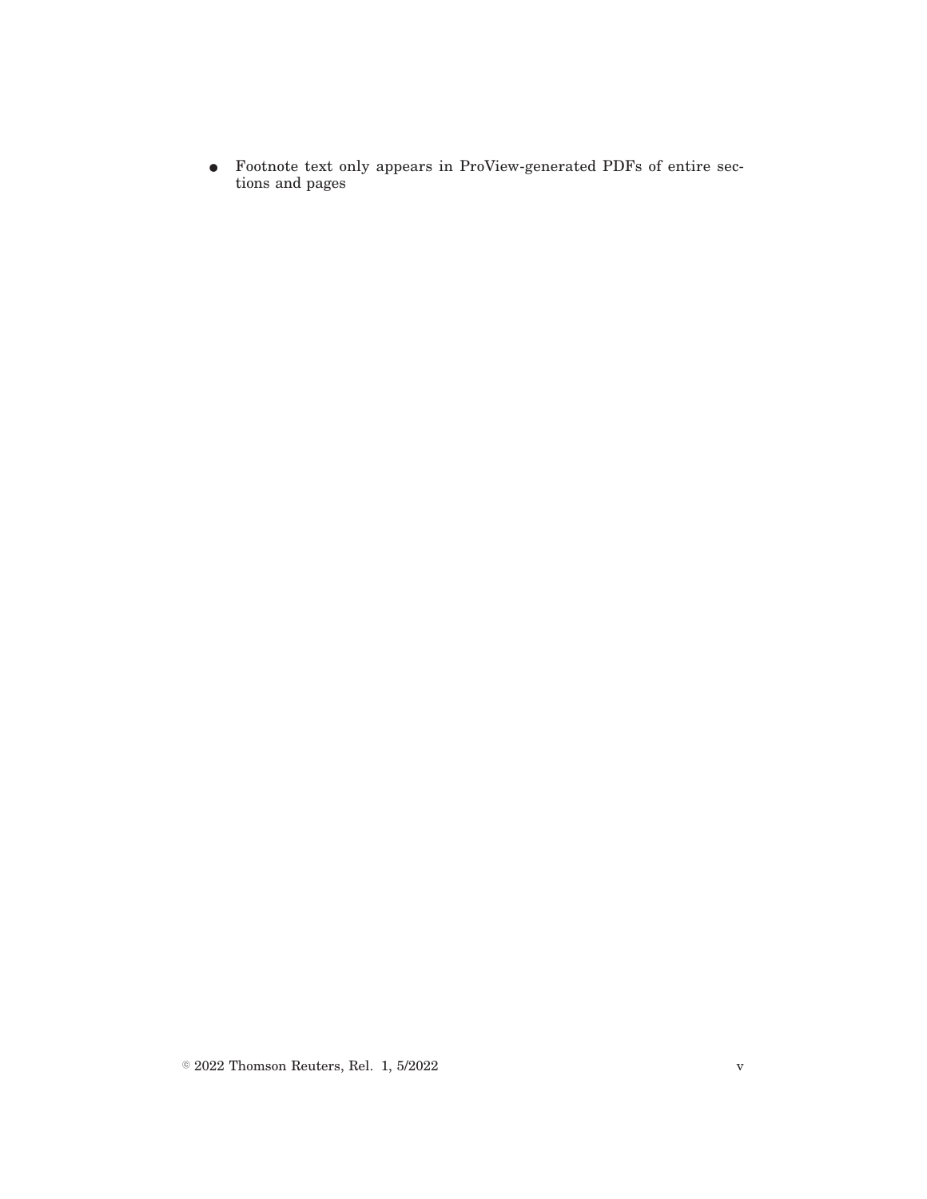- Footnote text only appears in ProView-generated PDFs of entire sections and pages